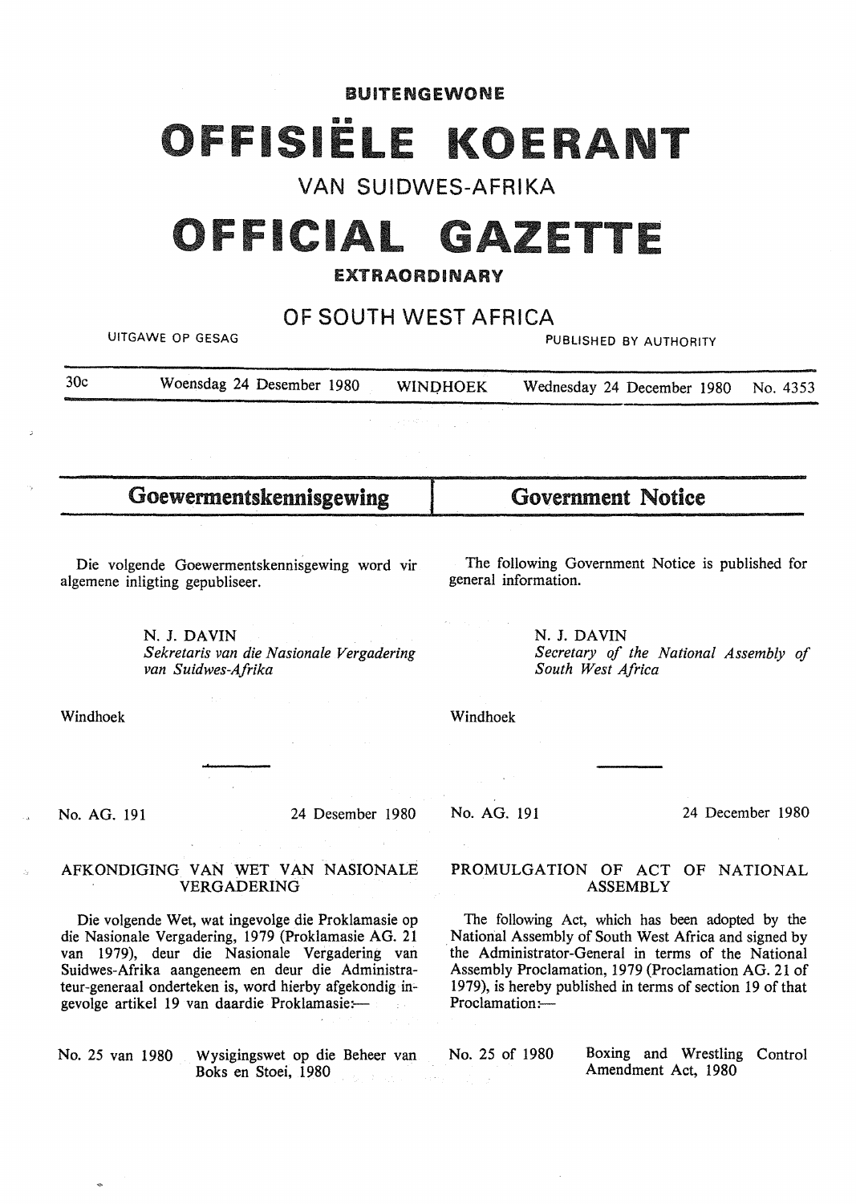**BUITENGEWONE**

# OFFISIËLE KOERANT

VAN SUIDWES-AFRIKA

# OFFICIAL GAZETTE

**EXTRAORDINARY**

OF SOUTH WEST AFRICA

UITGAWE OP GESAG — PUBLISHED BY AUTHORITY

30c — Woensdag 24 Desember 1980 — WINDHOEK — Wednesday 24 December 1980 — No. 4353

## Goewermentskennisgewing

Die volgende Goewermentskennisgewing word vir algemene inligting gepubliseer.

N. J. DAVIN
*Sekretaris van die Nasionale Vergadering van Suidwes-Afrika*

Windhoek

No. AG. 191 — 24 Desember 1980

### AFKONDIGING VAN WET VAN NASIONALE VERGADERING

Die volgende Wet, wat ingevolge die Proklamasie op die Nasionale Vergadering, 1979 (Proklamasie AG. 21 van 1979), deur die Nasionale Vergadering van Suidwes-Afrika aangeneem en deur die Administrateur-generaal onderteken is, word hierby afgekondig ingevolge artikel 19 van daardie Proklamasie:—

No. 25 van 1980 — Wysigingswet op die Beheer van Boks en Stoei, 1980

## Government Notice

The following Government Notice is published for general information.

N. J. DAVIN
*Secretary of the National Assembly of South West Africa*

Windhoek

No. AG. 191 — 24 December 1980

### PROMULGATION OF ACT OF NATIONAL ASSEMBLY

The following Act, which has been adopted by the National Assembly of South West Africa and signed by the Administrator-General in terms of the National Assembly Proclamation, 1979 (Proclamation AG. 21 of 1979), is hereby published in terms of section 19 of that Proclamation:—

No. 25 of 1980 — Boxing and Wrestling Control Amendment Act, 1980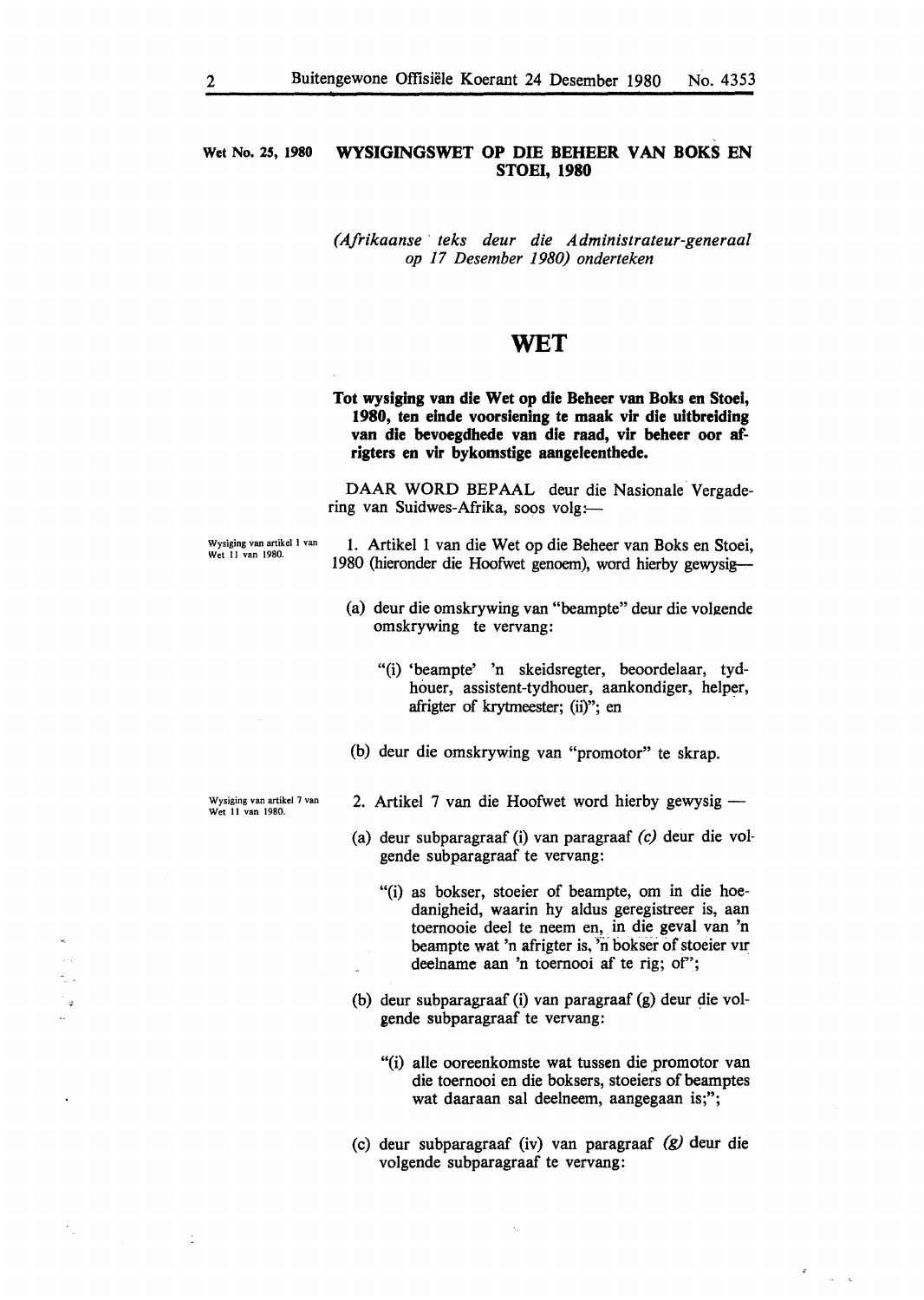**Wet No. 25, 1980**

# WYSIGINGSWET OP DIE BEHEER VAN BOKS EN STOEI, 1980

*(Afrikaanse teks deur die Administrateur-generaal op 17 Desember 1980) onderteken*

## WET

**Tot wysiging van die Wet op die Beheer van Boks en Stoei, 1980, ten einde voorsiening te maak vir die uitbreiding van die bevoegdhede van die raad, vir beheer oor afrigters en vir bykomstige aangeleenthede.**

DAAR WORD BEPAAL deur die Nasionale Vergadering van Suidwes-Afrika, soos volg:—

Wysiging van artikel 1 van Wet 11 van 1980.

1. Artikel 1 van die Wet op die Beheer van Boks en Stoei, 1980 (hieronder die Hoofwet genoem), word hierby gewysig—

(a) deur die omskrywing van "beampte" deur die volgende omskrywing te vervang:

"(i) 'beampte' 'n skeidsregter, beoordelaar, tydhouer, assistent-tydhouer, aankondiger, helper, afrigter of krytmeester; (ii)"; en

(b) deur die omskrywing van "promotor" te skrap.

Wysiging van artikel 7 van Wet 11 van 1980.

2. Artikel 7 van die Hoofwet word hierby gewysig —

(a) deur subparagraaf (i) van paragraaf *(c)* deur die volgende subparagraaf te vervang:

"(i) as bokser, stoeier of beampte, om in die hoedanigheid, waarin hy aldus geregistreer is, aan toernooie deel te neem en, in die geval van 'n beampte wat 'n afrigter is, 'n bokser of stoeier vir deelname aan 'n toernooi af te rig; of";

(b) deur subparagraaf (i) van paragraaf (g) deur die volgende subparagraaf te vervang:

"(i) alle ooreenkomste wat tussen die promotor van die toernooi en die boksers, stoeiers of beamptes wat daaraan sal deelneem, aangegaan is;";

(c) deur subparagraaf (iv) van paragraaf *(g)* deur die volgende subparagraaf te vervang: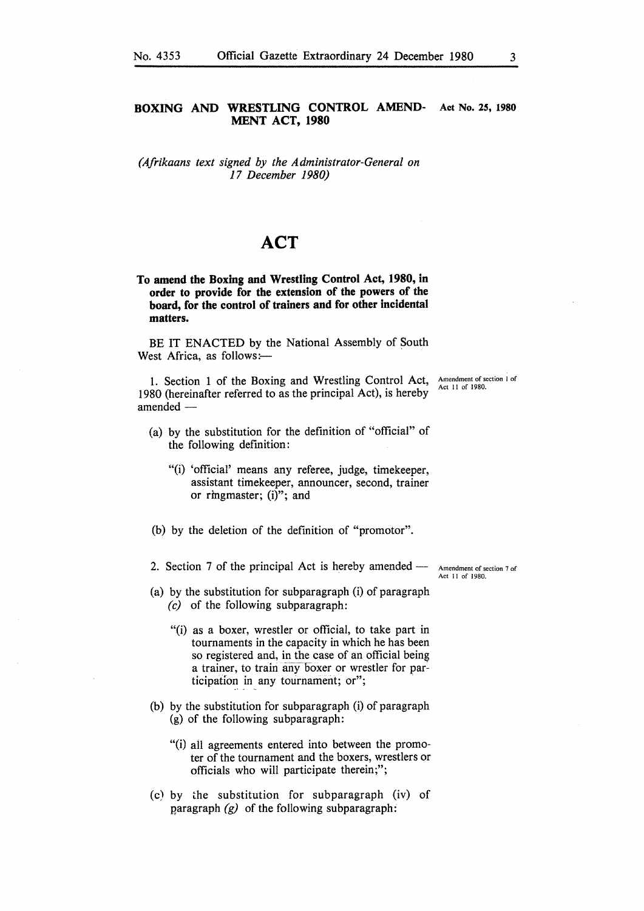# BOXING AND WRESTLING CONTROL AMENDMENT ACT, 1980

Act No. 25, 1980

*(Afrikaans text signed by the Administrator-General on 17 December 1980)*

## ACT

**To amend the Boxing and Wrestling Control Act, 1980, in order to provide for the extension of the powers of the board, for the control of trainers and for other incidental matters.**

BE IT ENACTED by the National Assembly of South West Africa, as follows:—

Amendment of section 1 of Act 11 of 1980.

1. Section 1 of the Boxing and Wrestling Control Act, 1980 (hereinafter referred to as the principal Act), is hereby amended —

   (a) by the substitution for the definition of "official" of the following definition:

   "(i) 'official' means any referee, judge, timekeeper, assistant timekeeper, announcer, second, trainer or ringmaster; (i)"; and

   (b) by the deletion of the definition of "promotor".

Amendment of section 7 of Act 11 of 1980.

2. Section 7 of the principal Act is hereby amended —

   (a) by the substitution for subparagraph (i) of paragraph *(c)* of the following subparagraph:

   "(i) as a boxer, wrestler or official, to take part in tournaments in the capacity in which he has been so registered and, in the case of an official being a trainer, to train any boxer or wrestler for participation in any tournament; or";

   (b) by the substitution for subparagraph (i) of paragraph (g) of the following subparagraph:

   "(i) all agreements entered into between the promoter of the tournament and the boxers, wrestlers or officials who will participate therein;";

   (c) by the substitution for subparagraph (iv) of paragraph *(g)* of the following subparagraph: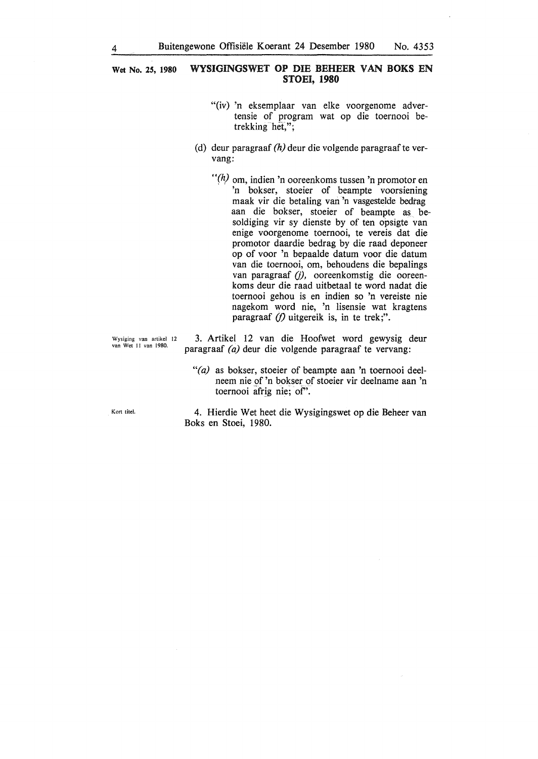**Wet No. 25, 1980** **WYSIGINGSWET OP DIE BEHEER VAN BOKS EN STOEI, 1980**

"(iv) 'n eksemplaar van elke voorgenome advertensie of program wat op die toernooi betrekking het,";

(d) deur paragraaf *(h)* deur die volgende paragraaf te vervang:

"*(h)* om, indien 'n ooreenkoms tussen 'n promotor en 'n bokser, stoeier of beampte voorsiening maak vir die betaling van 'n vasgestelde bedrag aan die bokser, stoeier of beampte as besoldiging vir sy dienste by of ten opsigte van enige voorgenome toernooi, te vereis dat die promotor daardie bedrag by die raad deponeer op of voor 'n bepaalde datum voor die datum van die toernooi, om, behoudens die bepalings van paragraaf *(j)*, ooreenkomstig die ooreenkoms deur die raad uitbetaal te word nadat die toernooi gehou is en indien so 'n vereiste nie nagekom word nie, 'n lisensie wat kragtens paragraaf *(f)* uitgereik is, in te trek;".

Wysiging van artikel 12 van Wet 11 van 1980.

3. Artikel 12 van die Hoofwet word gewysig deur paragraaf *(a)* deur die volgende paragraaf te vervang:

"*(a)* as bokser, stoeier of beampte aan 'n toernooi deelneem nie of 'n bokser of stoeier vir deelname aan 'n toernooi afrig nie; of".

Kort titel.

4. Hierdie Wet heet die Wysigingswet op die Beheer van Boks en Stoei, 1980.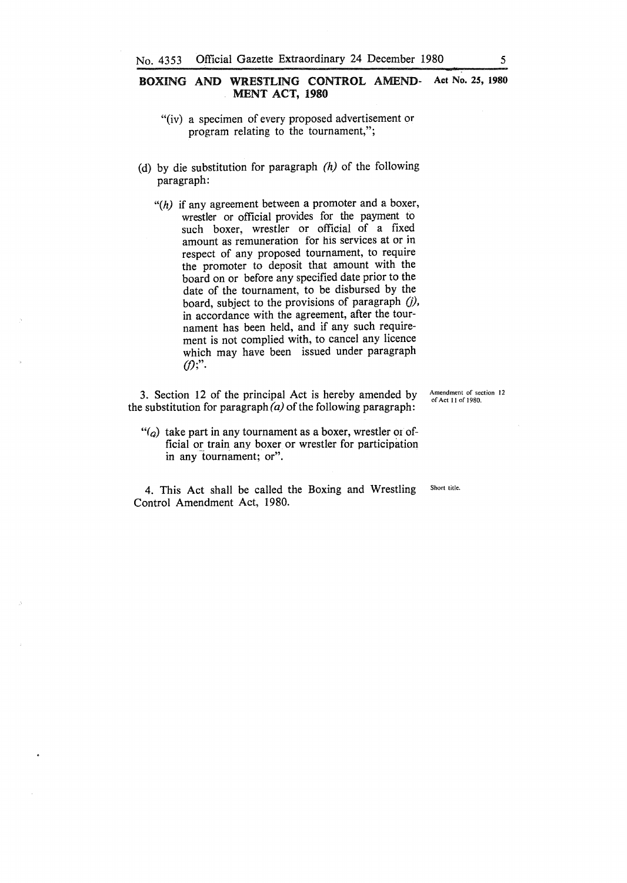## BOXING AND WRESTLING CONTROL AMENDMENT ACT, 1980

Act No. 25, 1980

"(iv) a specimen of every proposed advertisement or program relating to the tournament,";

(d) by die substitution for paragraph *(h)* of the following paragraph:

"*(h)* if any agreement between a promoter and a boxer, wrestler or official provides for the payment to such boxer, wrestler or official of a fixed amount as remuneration for his services at or in respect of any proposed tournament, to require the promoter to deposit that amount with the board on or before any specified date prior to the date of the tournament, to be disbursed by the board, subject to the provisions of paragraph *(j)*, in accordance with the agreement, after the tournament has been held, and if any such requirement is not complied with, to cancel any licence which may have been issued under paragraph *(f)*;".

Amendment of section 12 of Act 11 of 1980.

3. Section 12 of the principal Act is hereby amended by the substitution for paragraph *(a)* of the following paragraph:

"*(a)* take part in any tournament as a boxer, wrestler or official or train any boxer or wrestler for participation in any tournament; or".

Short title.

4. This Act shall be called the Boxing and Wrestling Control Amendment Act, 1980.